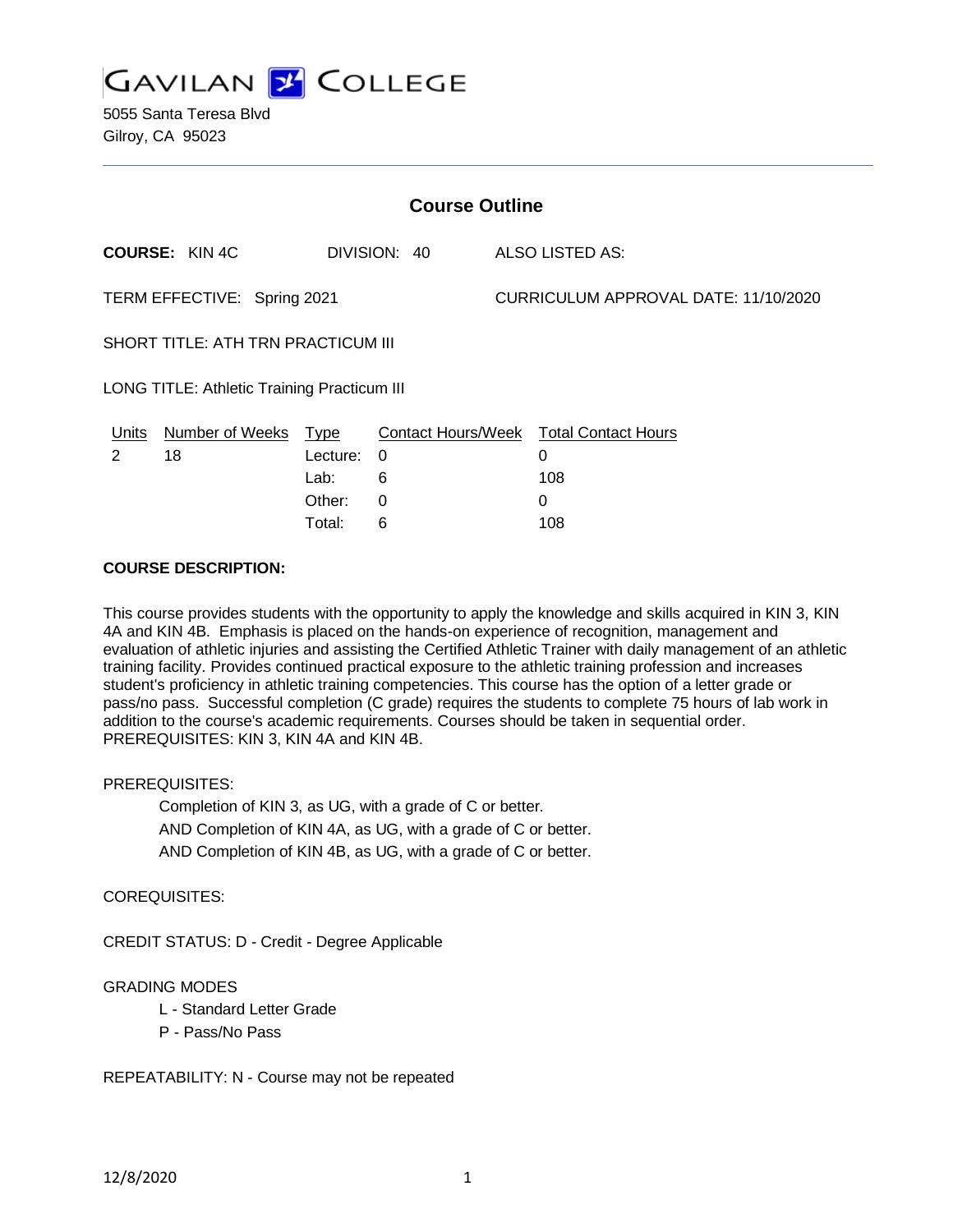# GAVILAN COLLEGE

5055 Santa Teresa Blvd
Gilroy, CA 95023

## Course Outline

**COURSE:** KIN 4C DIVISION: 40 ALSO LISTED AS:

TERM EFFECTIVE: Spring 2021 CURRICULUM APPROVAL DATE: 11/10/2020

SHORT TITLE: ATH TRN PRACTICUM III

LONG TITLE: Athletic Training Practicum III

| Units | Number of Weeks | Type | Contact Hours/Week | Total Contact Hours |
|---|---|---|---|---|
| 2 | 18 | Lecture: | 0 | 0 |
| | | Lab: | 6 | 108 |
| | | Other: | 0 | 0 |
| | | Total: | 6 | 108 |

**COURSE DESCRIPTION:**

This course provides students with the opportunity to apply the knowledge and skills acquired in KIN 3, KIN 4A and KIN 4B. Emphasis is placed on the hands-on experience of recognition, management and evaluation of athletic injuries and assisting the Certified Athletic Trainer with daily management of an athletic training facility. Provides continued practical exposure to the athletic training profession and increases student's proficiency in athletic training competencies. This course has the option of a letter grade or pass/no pass. Successful completion (C grade) requires the students to complete 75 hours of lab work in addition to the course's academic requirements. Courses should be taken in sequential order. PREREQUISITES: KIN 3, KIN 4A and KIN 4B.

PREREQUISITES:

Completion of KIN 3, as UG, with a grade of C or better.
AND Completion of KIN 4A, as UG, with a grade of C or better.
AND Completion of KIN 4B, as UG, with a grade of C or better.

COREQUISITES:

CREDIT STATUS: D - Credit - Degree Applicable

GRADING MODES

L - Standard Letter Grade
P - Pass/No Pass

REPEATABILITY: N - Course may not be repeated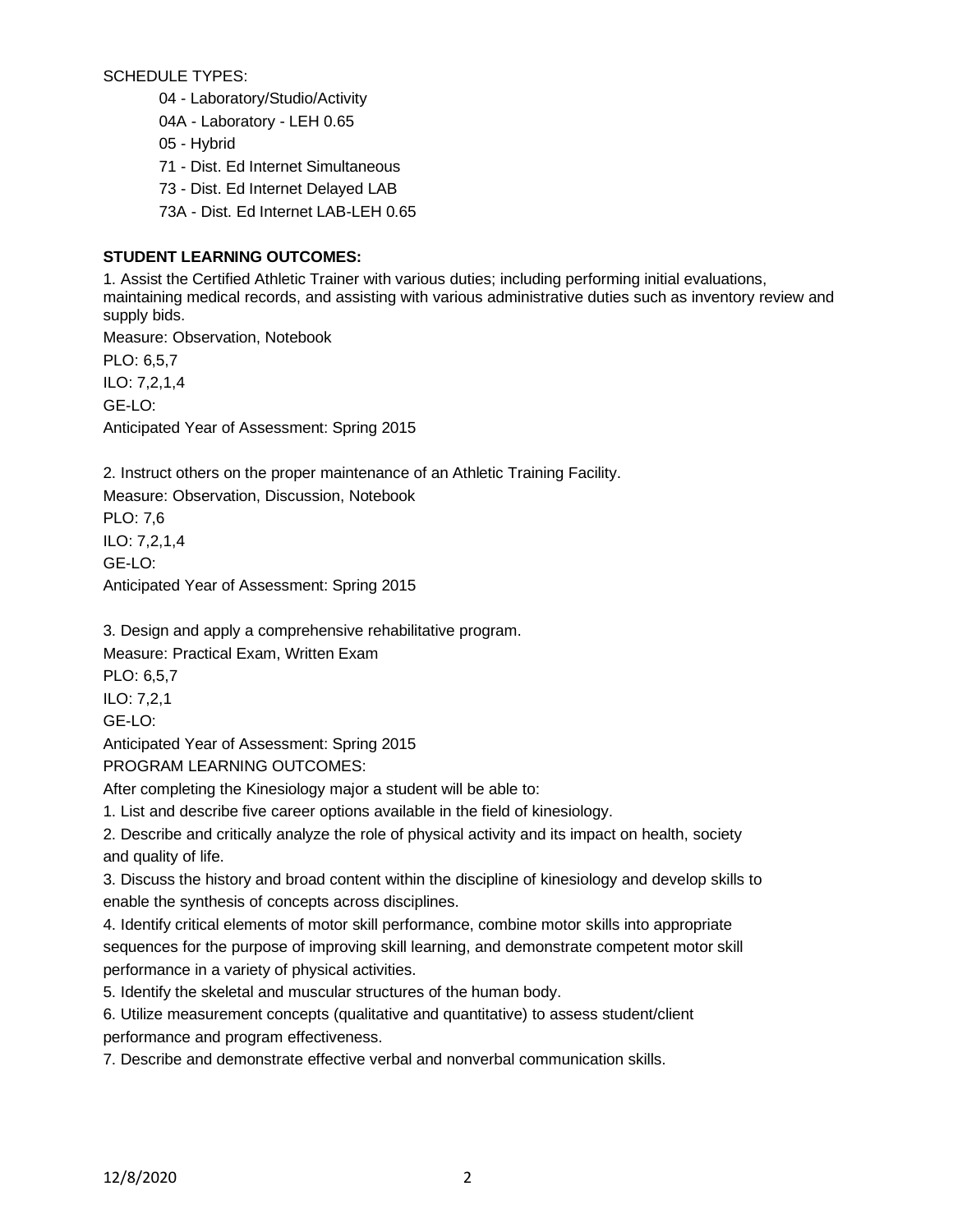SCHEDULE TYPES:

- 04 - Laboratory/Studio/Activity
- 04A - Laboratory - LEH 0.65
- 05 - Hybrid
- 71 - Dist. Ed Internet Simultaneous
- 73 - Dist. Ed Internet Delayed LAB
- 73A - Dist. Ed Internet LAB-LEH 0.65

**STUDENT LEARNING OUTCOMES:**

1. Assist the Certified Athletic Trainer with various duties; including performing initial evaluations, maintaining medical records, and assisting with various administrative duties such as inventory review and supply bids.

Measure: Observation, Notebook

PLO: 6,5,7

ILO: 7,2,1,4

GE-LO:

Anticipated Year of Assessment: Spring 2015

2. Instruct others on the proper maintenance of an Athletic Training Facility.

Measure: Observation, Discussion, Notebook

PLO: 7,6

ILO: 7,2,1,4

GE-LO:

Anticipated Year of Assessment: Spring 2015

3. Design and apply a comprehensive rehabilitative program.

Measure: Practical Exam, Written Exam

PLO: 6,5,7

ILO: 7,2,1

GE-LO:

Anticipated Year of Assessment: Spring 2015

PROGRAM LEARNING OUTCOMES:

After completing the Kinesiology major a student will be able to:

1. List and describe five career options available in the field of kinesiology.
2. Describe and critically analyze the role of physical activity and its impact on health, society and quality of life.
3. Discuss the history and broad content within the discipline of kinesiology and develop skills to enable the synthesis of concepts across disciplines.
4. Identify critical elements of motor skill performance, combine motor skills into appropriate sequences for the purpose of improving skill learning, and demonstrate competent motor skill performance in a variety of physical activities.
5. Identify the skeletal and muscular structures of the human body.
6. Utilize measurement concepts (qualitative and quantitative) to assess student/client performance and program effectiveness.
7. Describe and demonstrate effective verbal and nonverbal communication skills.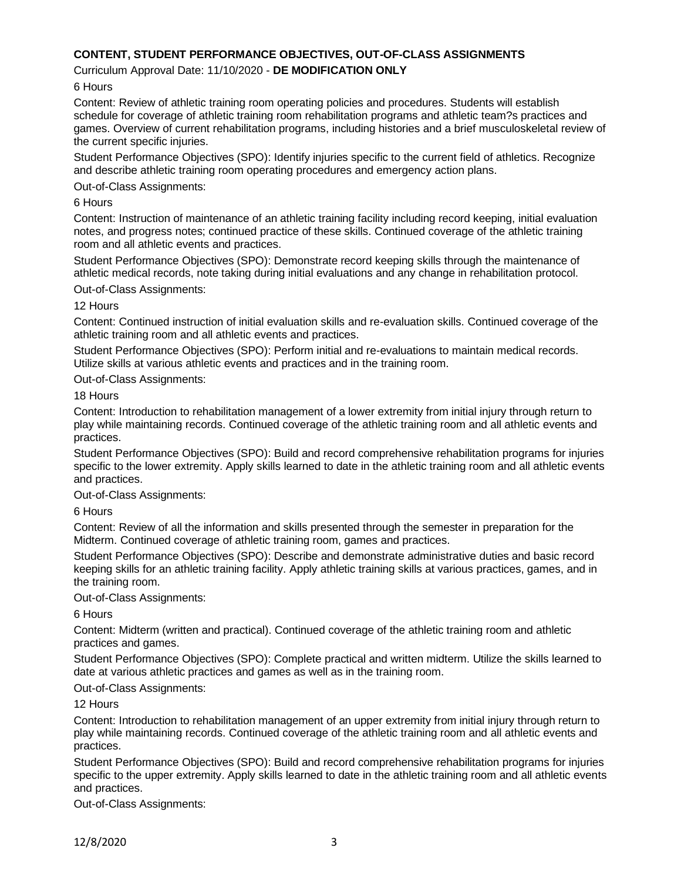**CONTENT, STUDENT PERFORMANCE OBJECTIVES, OUT-OF-CLASS ASSIGNMENTS**

Curriculum Approval Date: 11/10/2020 - **DE MODIFICATION ONLY**

6 Hours

Content: Review of athletic training room operating policies and procedures. Students will establish schedule for coverage of athletic training room rehabilitation programs and athletic team?s practices and games. Overview of current rehabilitation programs, including histories and a brief musculoskeletal review of the current specific injuries.

Student Performance Objectives (SPO): Identify injuries specific to the current field of athletics. Recognize and describe athletic training room operating procedures and emergency action plans.

Out-of-Class Assignments:

6 Hours

Content: Instruction of maintenance of an athletic training facility including record keeping, initial evaluation notes, and progress notes; continued practice of these skills. Continued coverage of the athletic training room and all athletic events and practices.

Student Performance Objectives (SPO): Demonstrate record keeping skills through the maintenance of athletic medical records, note taking during initial evaluations and any change in rehabilitation protocol.

Out-of-Class Assignments:

12 Hours

Content: Continued instruction of initial evaluation skills and re-evaluation skills. Continued coverage of the athletic training room and all athletic events and practices.

Student Performance Objectives (SPO): Perform initial and re-evaluations to maintain medical records. Utilize skills at various athletic events and practices and in the training room.

Out-of-Class Assignments:

18 Hours

Content: Introduction to rehabilitation management of a lower extremity from initial injury through return to play while maintaining records. Continued coverage of the athletic training room and all athletic events and practices.

Student Performance Objectives (SPO): Build and record comprehensive rehabilitation programs for injuries specific to the lower extremity. Apply skills learned to date in the athletic training room and all athletic events and practices.

Out-of-Class Assignments:

6 Hours

Content: Review of all the information and skills presented through the semester in preparation for the Midterm. Continued coverage of athletic training room, games and practices.

Student Performance Objectives (SPO): Describe and demonstrate administrative duties and basic record keeping skills for an athletic training facility. Apply athletic training skills at various practices, games, and in the training room.

Out-of-Class Assignments:

6 Hours

Content: Midterm (written and practical). Continued coverage of the athletic training room and athletic practices and games.

Student Performance Objectives (SPO): Complete practical and written midterm. Utilize the skills learned to date at various athletic practices and games as well as in the training room.

Out-of-Class Assignments:

12 Hours

Content: Introduction to rehabilitation management of an upper extremity from initial injury through return to play while maintaining records. Continued coverage of the athletic training room and all athletic events and practices.

Student Performance Objectives (SPO): Build and record comprehensive rehabilitation programs for injuries specific to the upper extremity. Apply skills learned to date in the athletic training room and all athletic events and practices.

Out-of-Class Assignments: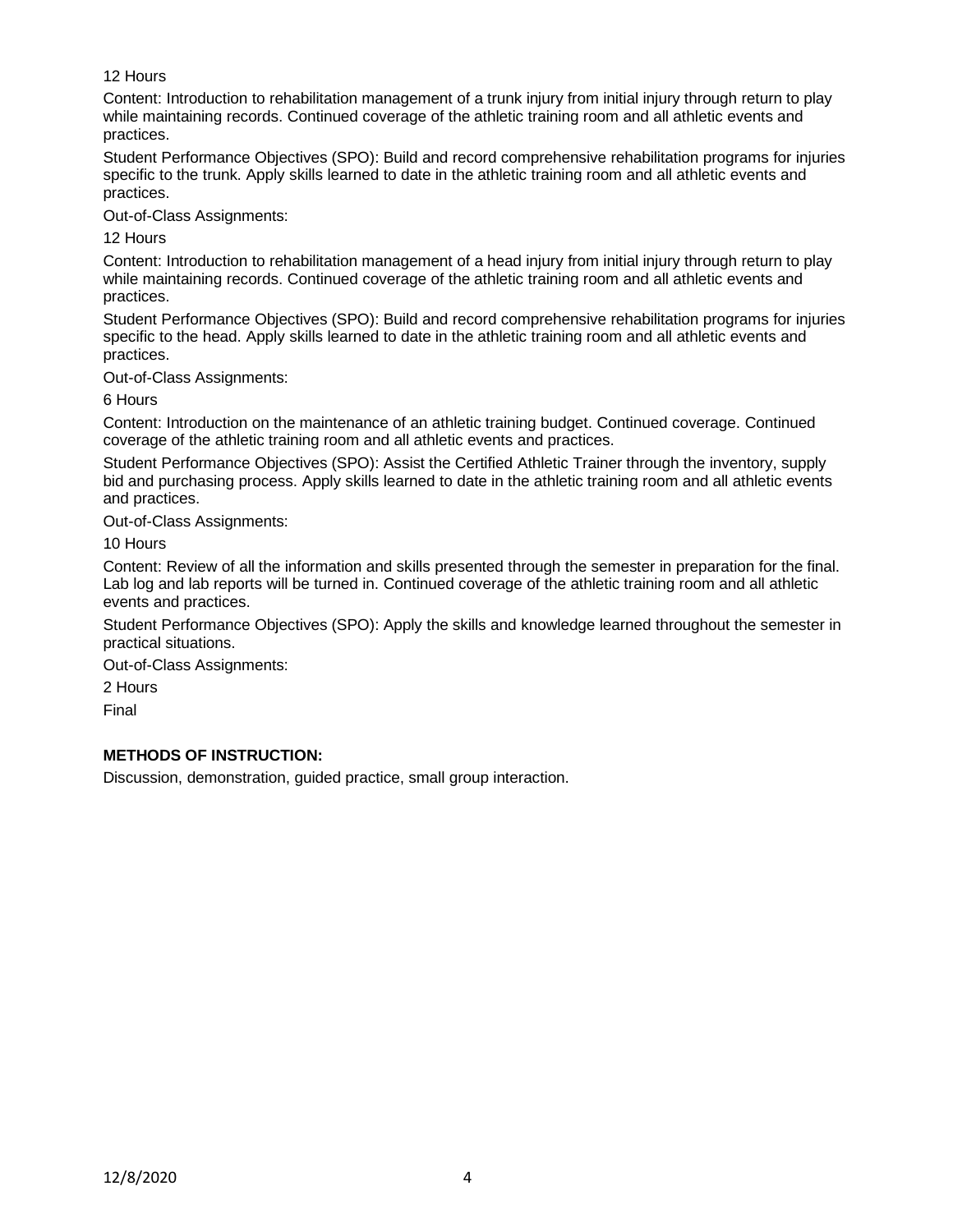12 Hours

Content: Introduction to rehabilitation management of a trunk injury from initial injury through return to play while maintaining records. Continued coverage of the athletic training room and all athletic events and practices.

Student Performance Objectives (SPO): Build and record comprehensive rehabilitation programs for injuries specific to the trunk. Apply skills learned to date in the athletic training room and all athletic events and practices.

Out-of-Class Assignments:

12 Hours

Content: Introduction to rehabilitation management of a head injury from initial injury through return to play while maintaining records. Continued coverage of the athletic training room and all athletic events and practices.

Student Performance Objectives (SPO): Build and record comprehensive rehabilitation programs for injuries specific to the head. Apply skills learned to date in the athletic training room and all athletic events and practices.

Out-of-Class Assignments:

6 Hours

Content: Introduction on the maintenance of an athletic training budget. Continued coverage. Continued coverage of the athletic training room and all athletic events and practices.

Student Performance Objectives (SPO): Assist the Certified Athletic Trainer through the inventory, supply bid and purchasing process. Apply skills learned to date in the athletic training room and all athletic events and practices.

Out-of-Class Assignments:

10 Hours

Content: Review of all the information and skills presented through the semester in preparation for the final. Lab log and lab reports will be turned in. Continued coverage of the athletic training room and all athletic events and practices.

Student Performance Objectives (SPO): Apply the skills and knowledge learned throughout the semester in practical situations.

Out-of-Class Assignments:

2 Hours

Final

**METHODS OF INSTRUCTION:**

Discussion, demonstration, guided practice, small group interaction.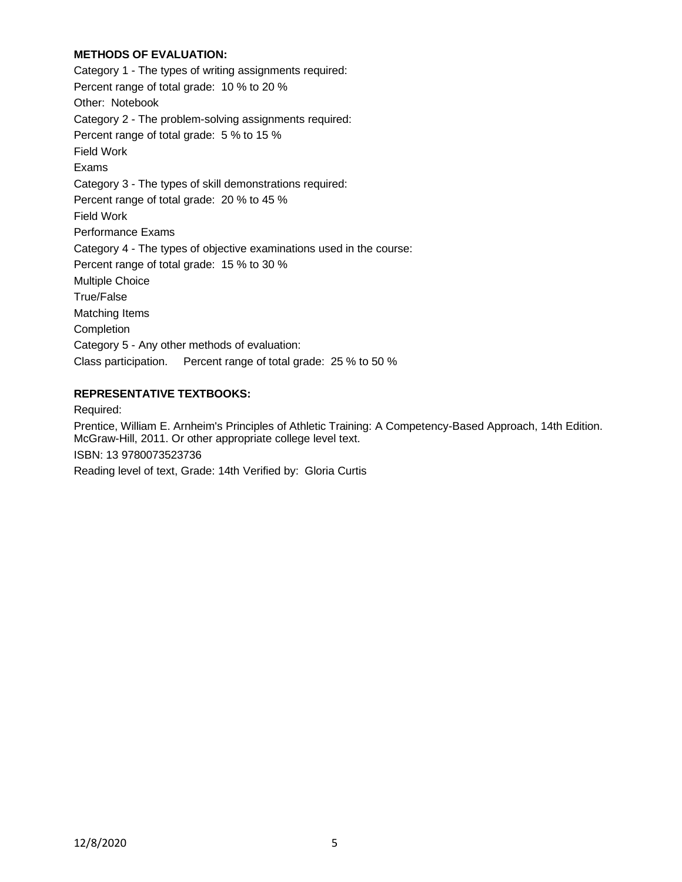**METHODS OF EVALUATION:**

Category 1 - The types of writing assignments required:

Percent range of total grade: 10 % to 20 %

Other: Notebook

Category 2 - The problem-solving assignments required:

Percent range of total grade: 5 % to 15 %

Field Work

Exams

Category 3 - The types of skill demonstrations required:

Percent range of total grade: 20 % to 45 %

Field Work

Performance Exams

Category 4 - The types of objective examinations used in the course:

Percent range of total grade: 15 % to 30 %

Multiple Choice

True/False

Matching Items

Completion

Category 5 - Any other methods of evaluation:

Class participation. Percent range of total grade: 25 % to 50 %

**REPRESENTATIVE TEXTBOOKS:**

Required:

Prentice, William E. Arnheim's Principles of Athletic Training: A Competency-Based Approach, 14th Edition. McGraw-Hill, 2011. Or other appropriate college level text.

ISBN: 13 9780073523736

Reading level of text, Grade: 14th Verified by: Gloria Curtis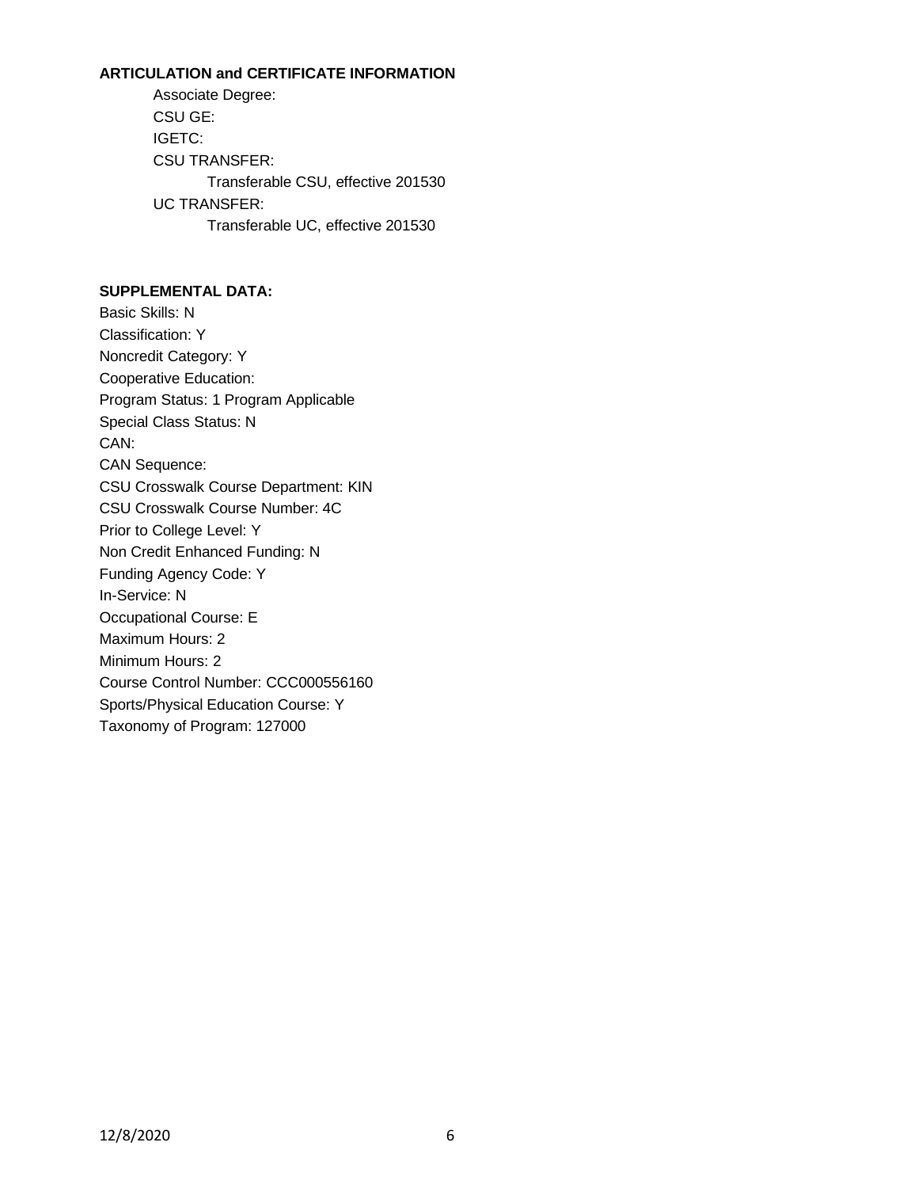**ARTICULATION and CERTIFICATE INFORMATION**

Associate Degree:

CSU GE:

IGETC:

CSU TRANSFER:

Transferable CSU, effective 201530

UC TRANSFER:

Transferable UC, effective 201530

**SUPPLEMENTAL DATA:**

Basic Skills: N
Classification: Y
Noncredit Category: Y
Cooperative Education:
Program Status: 1 Program Applicable
Special Class Status: N
CAN:
CAN Sequence:
CSU Crosswalk Course Department: KIN
CSU Crosswalk Course Number: 4C
Prior to College Level: Y
Non Credit Enhanced Funding: N
Funding Agency Code: Y
In-Service: N
Occupational Course: E
Maximum Hours: 2
Minimum Hours: 2
Course Control Number: CCC000556160
Sports/Physical Education Course: Y
Taxonomy of Program: 127000